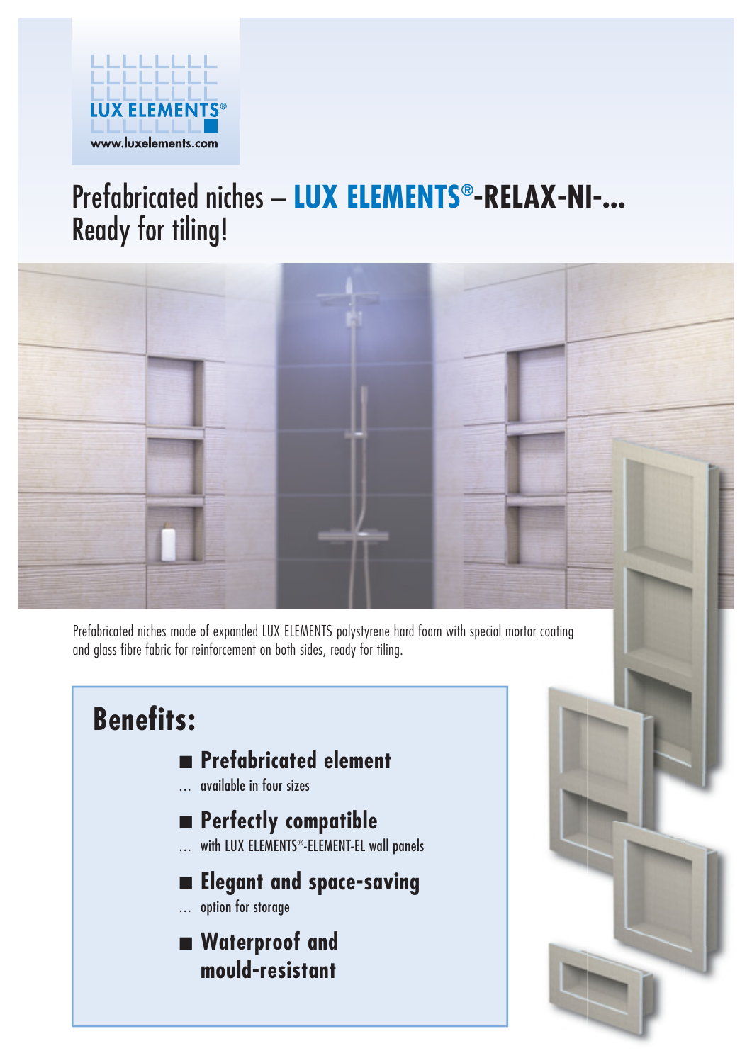LUX ELEMENTS®

www.luxelements.com

# Prefabricated niches – **LUX ELEMENTS®-RELAX-NI-...** Ready for tiling!

Prefabricated niches made of expanded LUX ELEMENTS polystyrene hard foam with special mortar coating and glass fibre fabric for reinforcement on both sides, ready for tiling.

## Benefits:

- **Prefabricated element**
  … available in four sizes
- **Perfectly compatible**
  … with LUX ELEMENTS®-ELEMENT-EL wall panels
- **Elegant and space-saving**
  … option for storage
- **Waterproof and mould-resistant**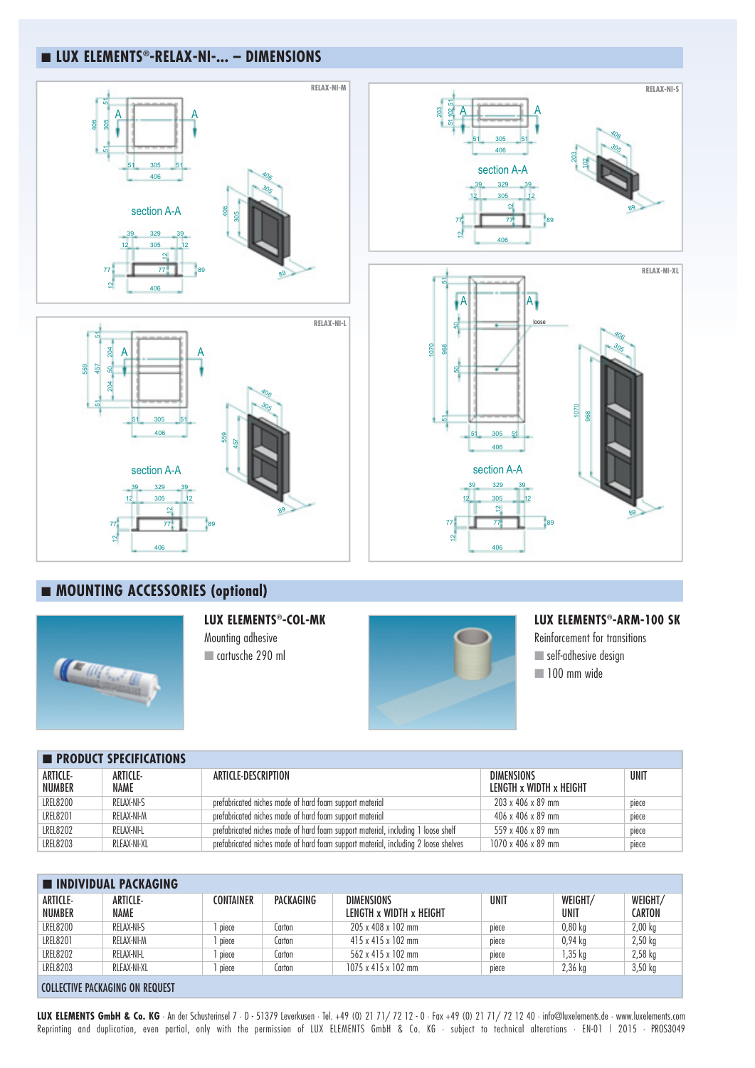## ■ LUX ELEMENTS®-RELAX-NI-... – DIMENSIONS

RELAX-NI-M

section A-A

RELAX-NI-S

section A-A

RELAX-NI-L

section A-A

RELAX-NI-XL

section A-A

## ■ MOUNTING ACCESSORIES (optional)

### LUX ELEMENTS®-COL-MK

Mounting adhesive

- cartusche 290 ml

### LUX ELEMENTS®-ARM-100 SK

Reinforcement for transitions

- self-adhesive design
- 100 mm wide

## ■ PRODUCT SPECIFICATIONS

| ARTICLE-NUMBER | ARTICLE-NAME | ARTICLE-DESCRIPTION | DIMENSIONS LENGTH x WIDTH x HEIGHT | UNIT |
|---|---|---|---|---|
| LREL8200 | RELAX-NI-S | prefabricated niches made of hard foam support material | 203 x 406 x 89 mm | piece |
| LREL8201 | RELAX-NI-M | prefabricated niches made of hard foam support material | 406 x 406 x 89 mm | piece |
| LREL8202 | RELAX-NI-L | prefabricated niches made of hard foam support material, including 1 loose shelf | 559 x 406 x 89 mm | piece |
| LREL8203 | RLEAX-NI-XL | prefabricated niches made of hard foam support material, including 2 loose shelves | 1070 x 406 x 89 mm | piece |

## ■ INDIVIDUAL PACKAGING

| ARTICLE-NUMBER | ARTICLE-NAME | CONTAINER | PACKAGING | DIMENSIONS LENGTH x WIDTH x HEIGHT | UNIT | WEIGHT/ UNIT | WEIGHT/ CARTON |
|---|---|---|---|---|---|---|---|
| LREL8200 | RELAX-NI-S | 1 piece | Carton | 205 x 408 x 102 mm | piece | 0,80 kg | 2,00 kg |
| LREL8201 | RELAX-NI-M | 1 piece | Carton | 415 x 415 x 102 mm | piece | 0,94 kg | 2,50 kg |
| LREL8202 | RELAX-NI-L | 1 piece | Carton | 562 x 415 x 102 mm | piece | 1,35 kg | 2,58 kg |
| LREL8203 | RLEAX-NI-XL | 1 piece | Carton | 1075 x 415 x 102 mm | piece | 2,36 kg | 3,50 kg |

COLLECTIVE PACKAGING ON REQUEST

**LUX ELEMENTS GmbH & Co. KG** · An der Schusterinsel 7 · D - 51379 Leverkusen · Tel. +49 (0) 21 71/ 72 12 - 0 · Fax +49 (0) 21 71/ 72 12 40 · info@luxelements.de · www.luxelements.com

Reprinting and duplication, even partial, only with the permission of LUX ELEMENTS GmbH & Co. KG · subject to technical alterations · EN-01 I 2015 · PROS3049